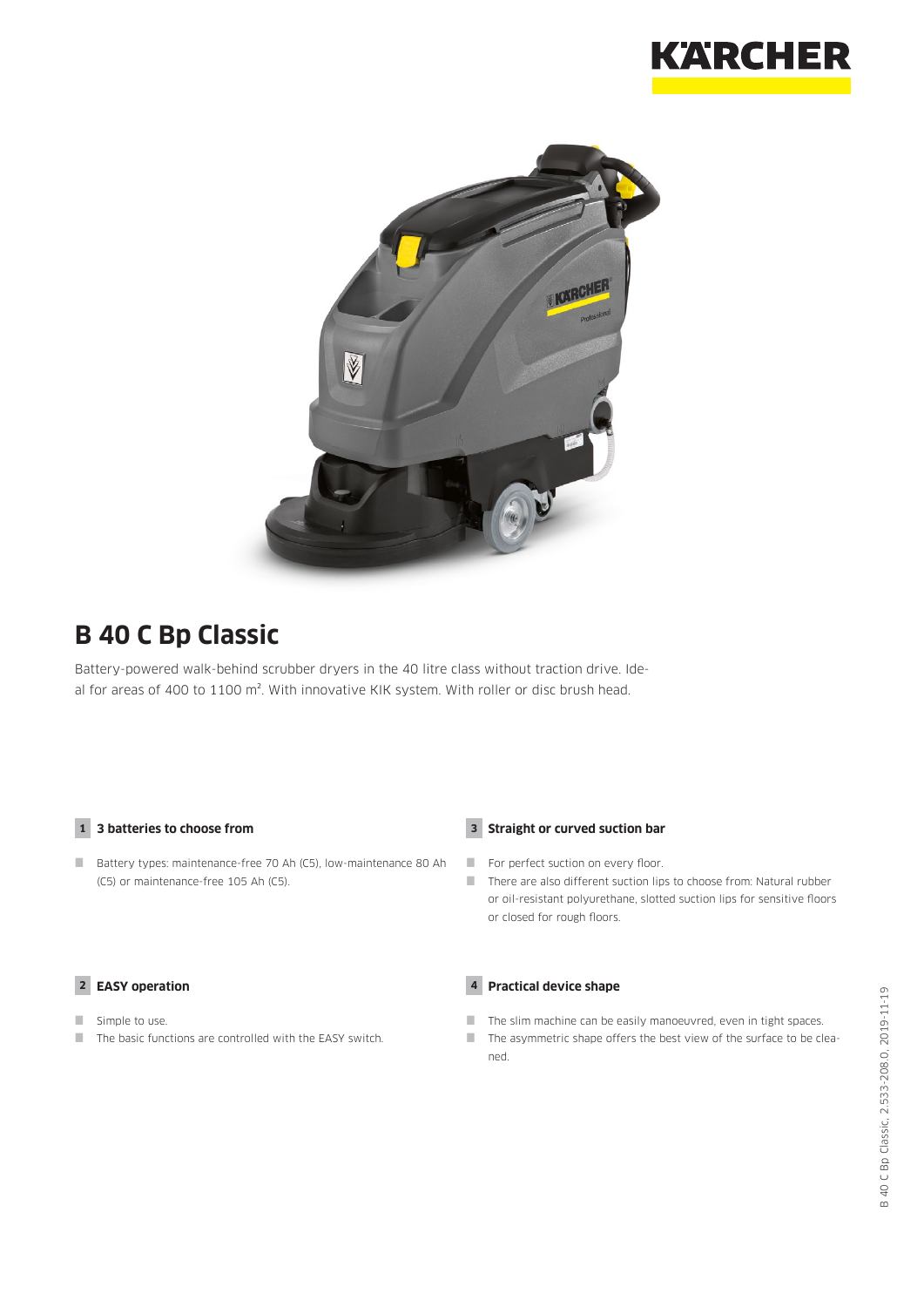# B 40 C Bp Classic

Battery-powered walk-behind scrubber dryers in the 40 litre class without traction drive. Ideal for areas of 400 to 1100 m². With innovative KIK system. With roller or disc brush head.

### 1 3 batteries to choose from

- Battery types: maintenance-free 70 Ah (C5), low-maintenance 80 Ah (C5) or maintenance-free 105 Ah (C5).

### 2 EASY operation

- Simple to use.
- The basic functions are controlled with the EASY switch.

### 3 Straight or curved suction bar

- For perfect suction on every floor.
- There are also different suction lips to choose from: Natural rubber or oil-resistant polyurethane, slotted suction lips for sensitive floors or closed for rough floors.

### 4 Practical device shape

- The slim machine can be easily manoeuvred, even in tight spaces.
- The asymmetric shape offers the best view of the surface to be cleaned.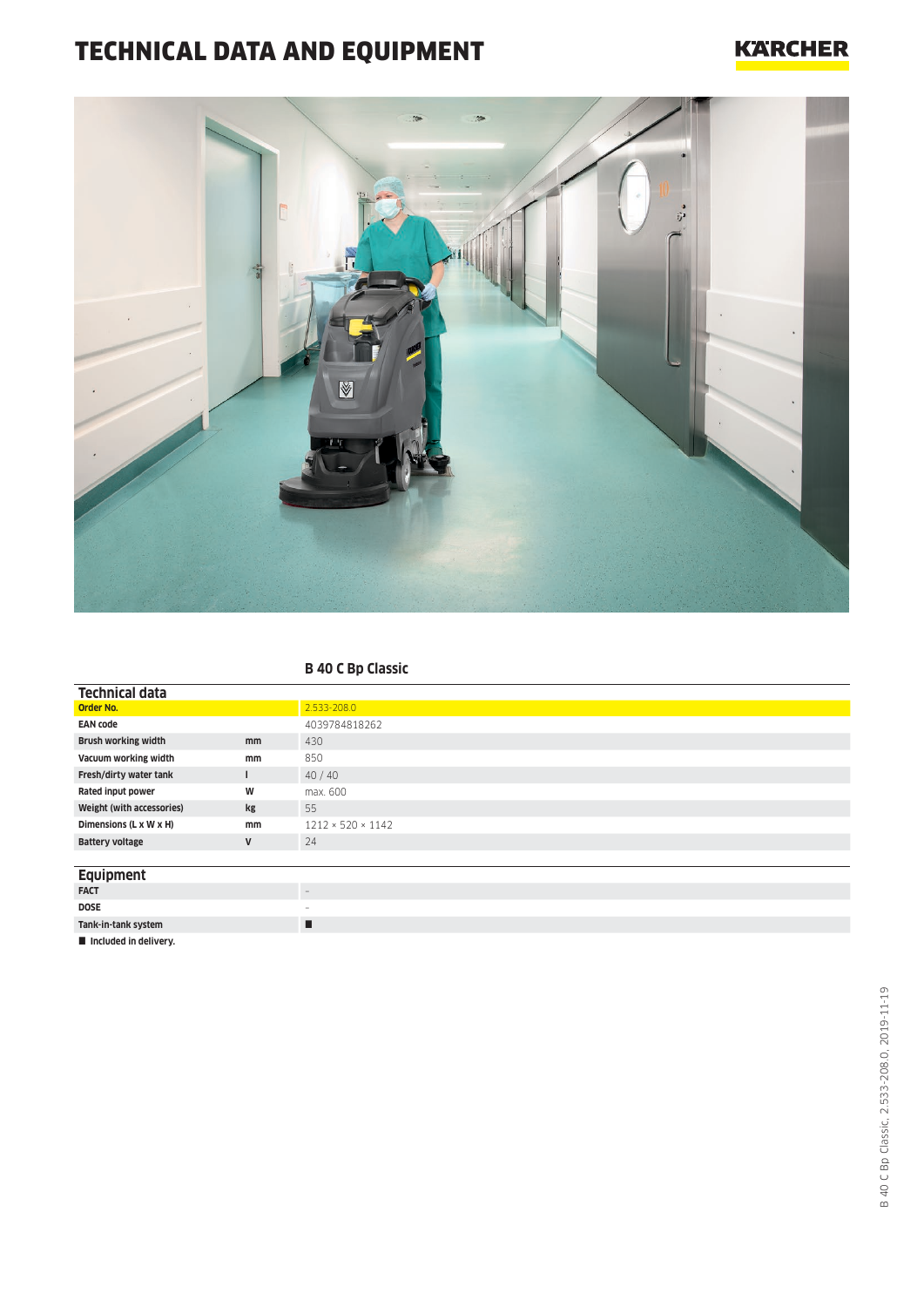# TECHNICAL DATA AND EQUIPMENT

## B 40 C Bp Classic

| Technical data | | |
|---|---|---|
| **Order No.** | | 2.533-208.0 |
| **EAN code** | | 4039784818262 |
| **Brush working width** | **mm** | 430 |
| **Vacuum working width** | **mm** | 850 |
| **Fresh/dirty water tank** | **l** | 40 / 40 |
| **Rated input power** | **W** | max. 600 |
| **Weight (with accessories)** | **kg** | 55 |
| **Dimensions (L x W x H)** | **mm** | 1212 × 520 × 1142 |
| **Battery voltage** | **V** | 24 |

| Equipment | |
|---|---|
| **FACT** | – |
| **DOSE** | – |
| **Tank-in-tank system** | ■ |

■ **Included in delivery.**

B 40 C Bp Classic, 2.533-208.0, 2019-11-19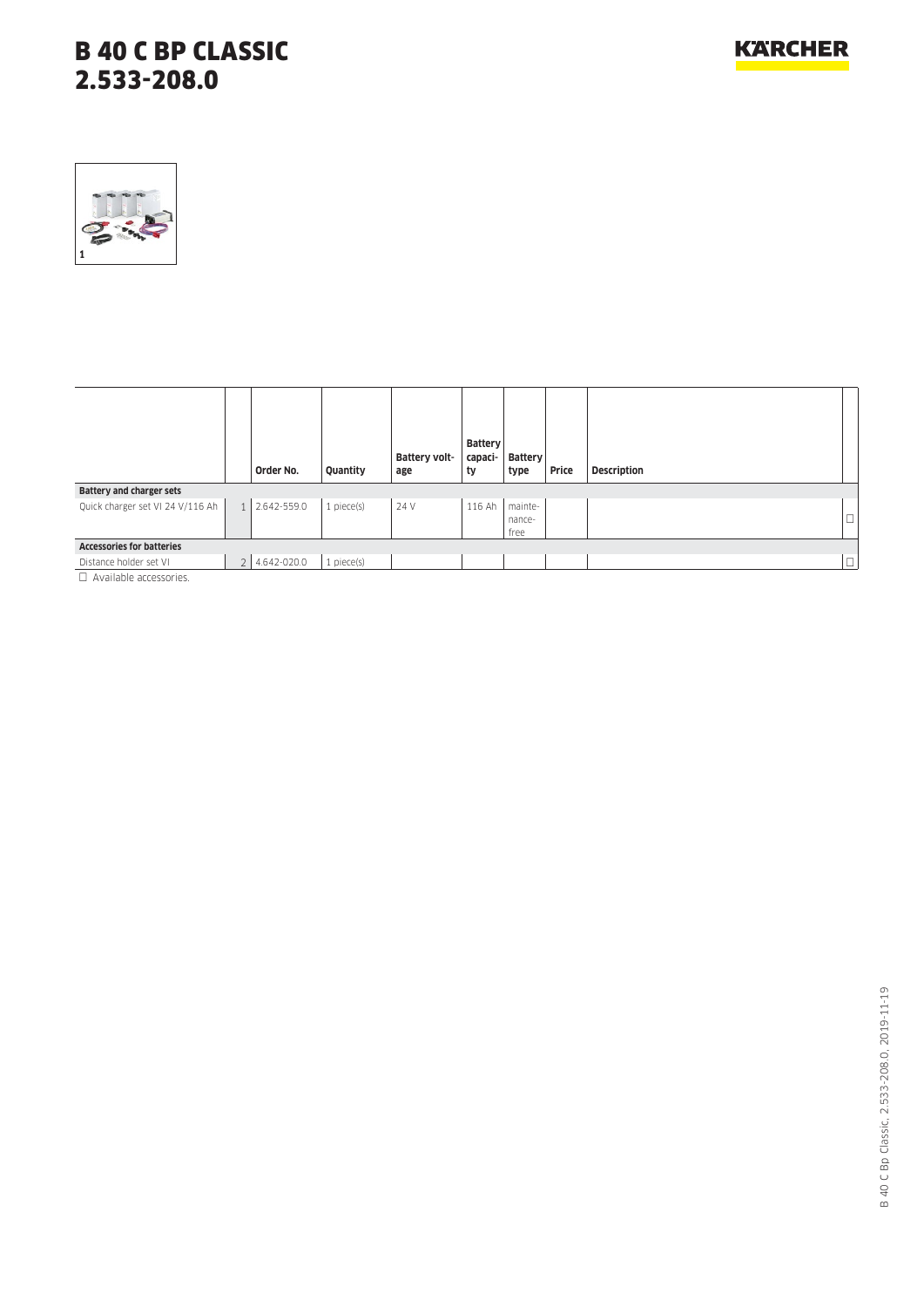# B 40 C BP CLASSIC
# 2.533-208.0

1

| | | Order No. | Quantity | Battery voltage | Battery capacity | Battery type | Price | Description | |
|---|---|---|---|---|---|---|---|---|---|
| **Battery and charger sets** | | | | | | | | | |
| Quick charger set VI 24 V/116 Ah | 1 | 2.642-559.0 | 1 piece(s) | 24 V | 116 Ah | maintenance-free | | | □ |
| **Accessories for batteries** | | | | | | | | | |
| Distance holder set VI | 2 | 4.642-020.0 | 1 piece(s) | | | | | | □ |

□ Available accessories.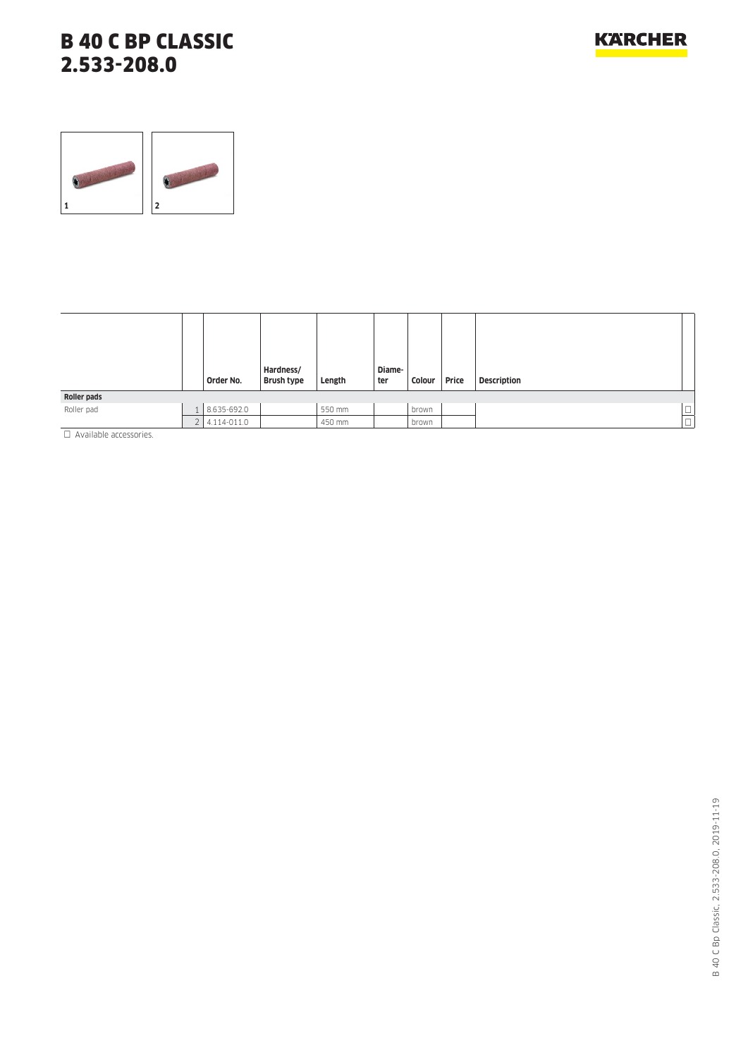# B 40 C BP CLASSIC
# 2.533-208.0

1

2

| | | Order No. | Hardness/ Brush type | Length | Diame- ter | Colour | Price | Description | |
|---|---|---|---|---|---|---|---|---|---|
| **Roller pads** | | | | | | | | | |
| Roller pad | 1 | 8.635-692.0 | | 550 mm | | brown | | | ☐ |
| | 2 | 4.114-011.0 | | 450 mm | | brown | | | ☐ |

☐ Available accessories.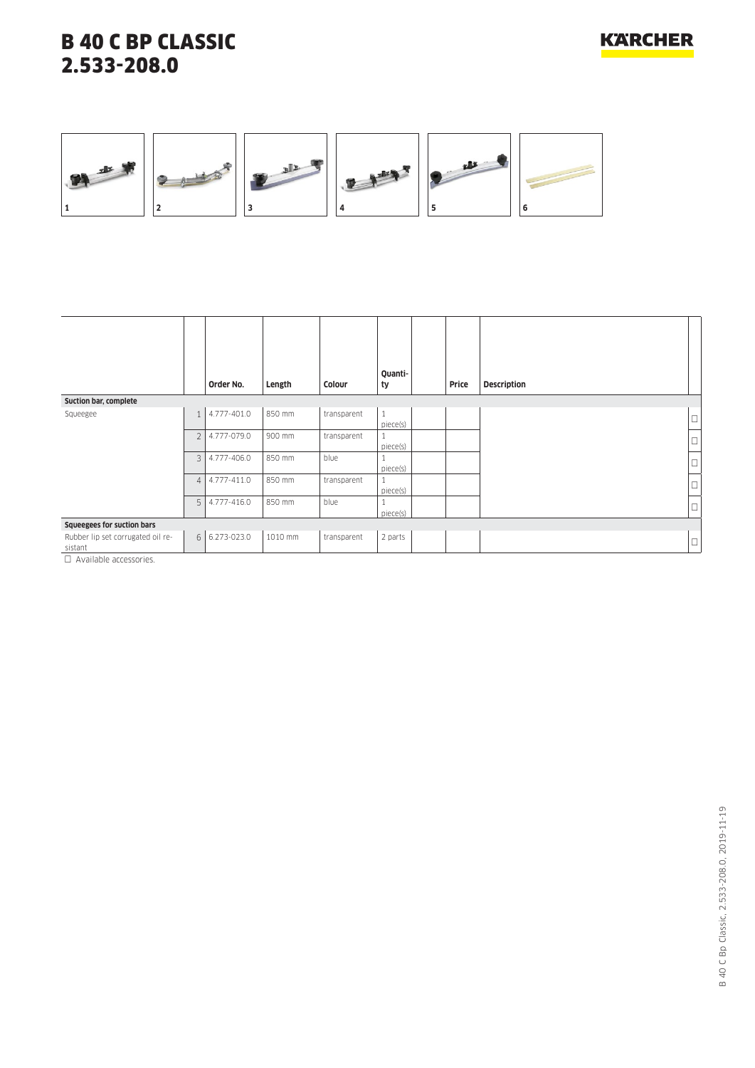# B 40 C BP CLASSIC
# 2.533-208.0

1 2 3 4 5 6

| | | Order No. | Length | Colour | Quantity | | Price | Description | |
|---|---|---|---|---|---|---|---|---|---|
| **Suction bar, complete** | | | | | | | | | |
| Squeegee | 1 | 4.777-401.0 | 850 mm | transparent | 1 piece(s) | | | | □ |
| | 2 | 4.777-079.0 | 900 mm | transparent | 1 piece(s) | | | | □ |
| | 3 | 4.777-406.0 | 850 mm | blue | 1 piece(s) | | | | □ |
| | 4 | 4.777-411.0 | 850 mm | transparent | 1 piece(s) | | | | □ |
| | 5 | 4.777-416.0 | 850 mm | blue | 1 piece(s) | | | | □ |
| **Squeegees for suction bars** | | | | | | | | | |
| Rubber lip set corrugated oil resistant | 6 | 6.273-023.0 | 1010 mm | transparent | 2 parts | | | | □ |

□ Available accessories.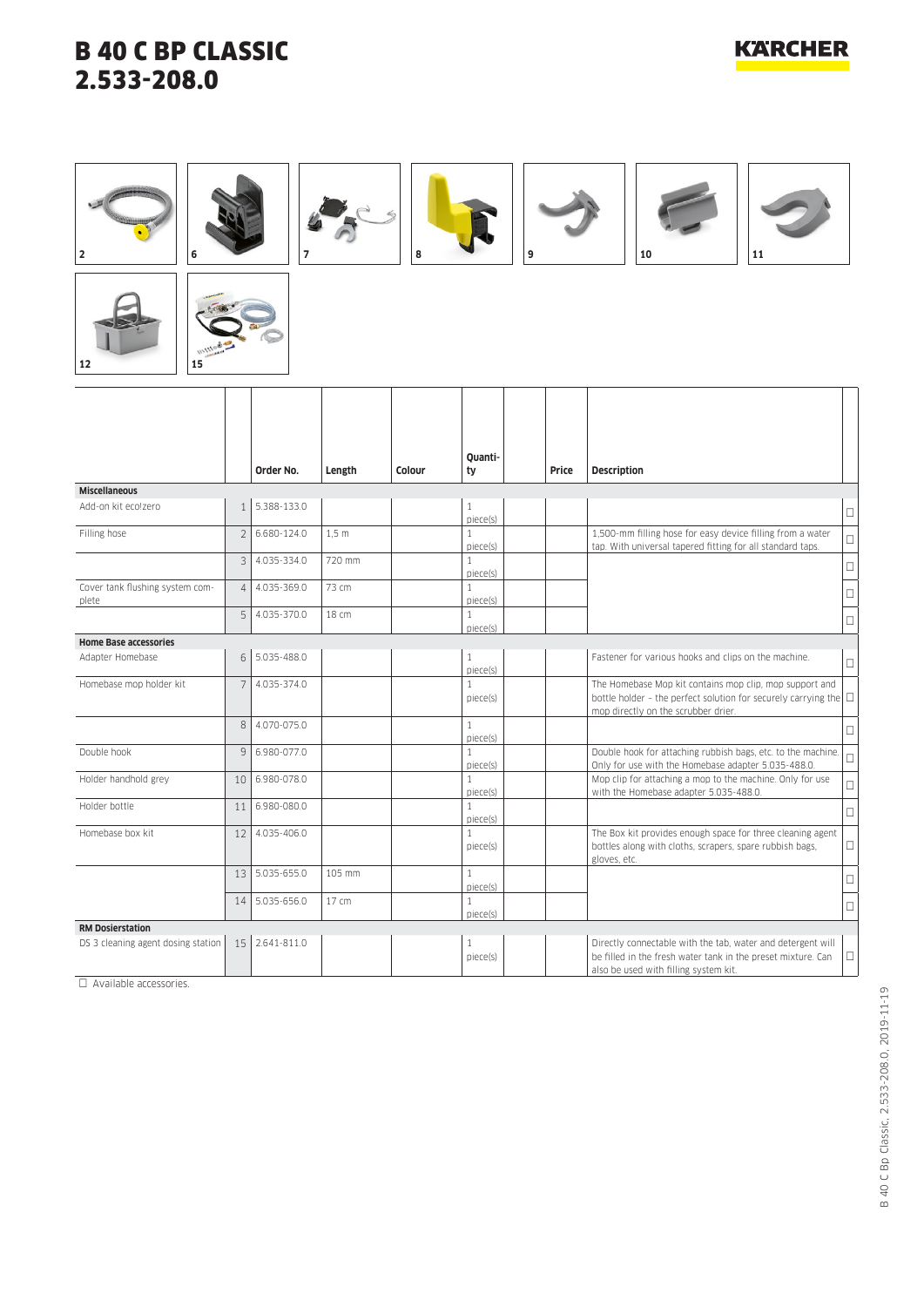# B 40 C BP CLASSIC
# 2.533-208.0

2 6 7 8 9 10 11

12 15

| | | Order No. | Length | Colour | Quantity | | Price | Description | |
|---|---|---|---|---|---|---|---|---|---|
| **Miscellaneous** | | | | | | | | | |
| Add-on kit eco!zero | 1 | 5.388-133.0 | | | 1 piece(s) | | | | □ |
| Filling hose | 2 | 6.680-124.0 | 1,5 m | | 1 piece(s) | | | 1,500-mm filling hose for easy device filling from a water tap. With universal tapered fitting for all standard taps. | □ |
| | 3 | 4.035-334.0 | 720 mm | | 1 piece(s) | | | | □ |
| Cover tank flushing system complete | 4 | 4.035-369.0 | 73 cm | | 1 piece(s) | | | | □ |
| | 5 | 4.035-370.0 | 18 cm | | 1 piece(s) | | | | □ |
| **Home Base accessories** | | | | | | | | | |
| Adapter Homebase | 6 | 5.035-488.0 | | | 1 piece(s) | | | Fastener for various hooks and clips on the machine. | □ |
| Homebase mop holder kit | 7 | 4.035-374.0 | | | 1 piece(s) | | | The Homebase Mop kit contains mop clip, mop support and bottle holder – the perfect solution for securely carrying the mop directly on the scrubber drier. | □ |
| | 8 | 4.070-075.0 | | | 1 piece(s) | | | | □ |
| Double hook | 9 | 6.980-077.0 | | | 1 piece(s) | | | Double hook for attaching rubbish bags, etc. to the machine. Only for use with the Homebase adapter 5.035-488.0. | □ |
| Holder handhold grey | 10 | 6.980-078.0 | | | 1 piece(s) | | | Mop clip for attaching a mop to the machine. Only for use with the Homebase adapter 5.035-488.0. | □ |
| Holder bottle | 11 | 6.980-080.0 | | | 1 piece(s) | | | | □ |
| Homebase box kit | 12 | 4.035-406.0 | | | 1 piece(s) | | | The Box kit provides enough space for three cleaning agent bottles along with cloths, scrapers, spare rubbish bags, gloves, etc. | □ |
| | 13 | 5.035-655.0 | 105 mm | | 1 piece(s) | | | | □ |
| | 14 | 5.035-656.0 | 17 cm | | 1 piece(s) | | | | □ |
| **RM Dosierstation** | | | | | | | | | |
| DS 3 cleaning agent dosing station | 15 | 2.641-811.0 | | | 1 piece(s) | | | Directly connectable with the tab, water and detergent will be filled in the fresh water tank in the preset mixture. Can also be used with filling system kit. | □ |

□ Available accessories.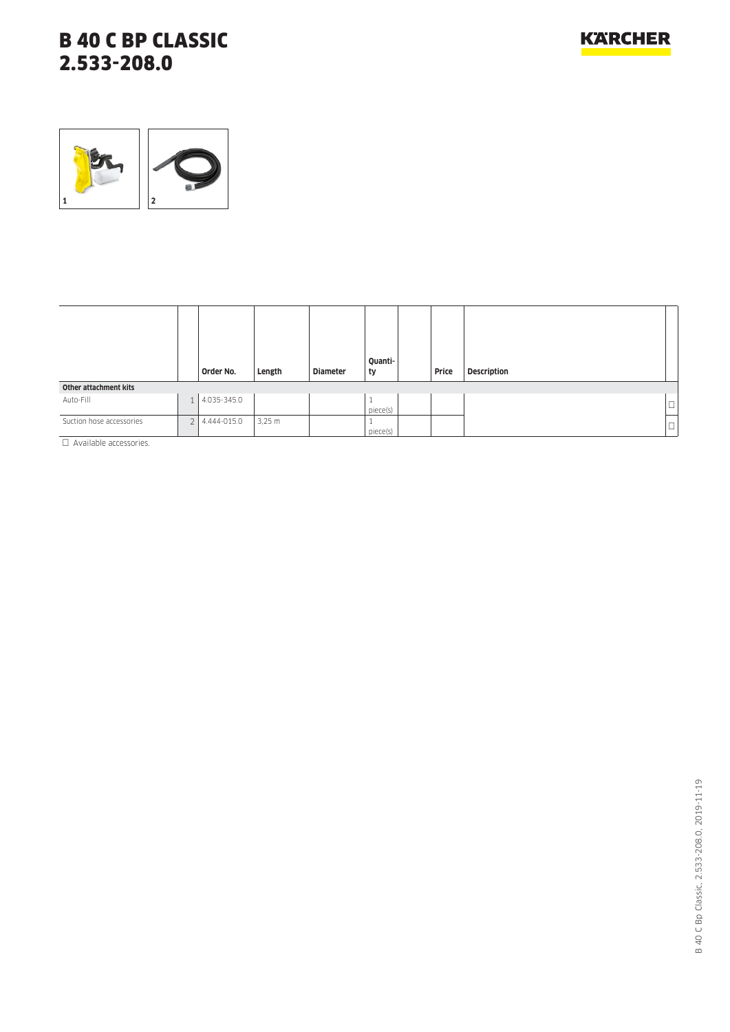# B 40 C BP CLASSIC
# 2.533-208.0

| | | Order No. | Length | Diameter | Quanti-ty | | Price | Description | |
|---|---|---|---|---|---|---|---|---|---|
| **Other attachment kits** | | | | | | | | | |
| Auto-Fill | 1 | 4.035-345.0 | | | 1 piece(s) | | | | □ |
| Suction hose accessories | 2 | 4.444-015.0 | 3,25 m | | 1 piece(s) | | | | □ |

□ Available accessories.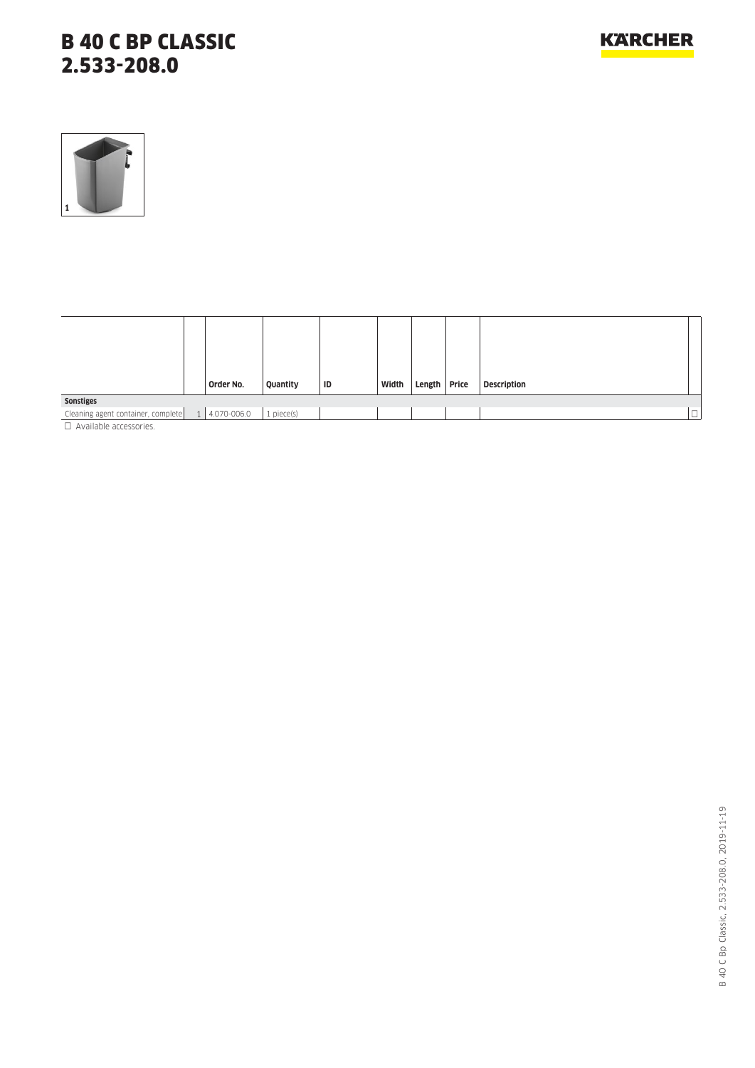# B 40 C BP CLASSIC
# 2.533-208.0

1

| | | Order No. | Quantity | ID | Width | Length | Price | Description | |
|---|---|---|---|---|---|---|---|---|---|
| **Sonstiges** | | | | | | | | | |
| Cleaning agent container, complete | 1 | 4.070-006.0 | 1 piece(s) | | | | | | ☐ |

☐ Available accessories.